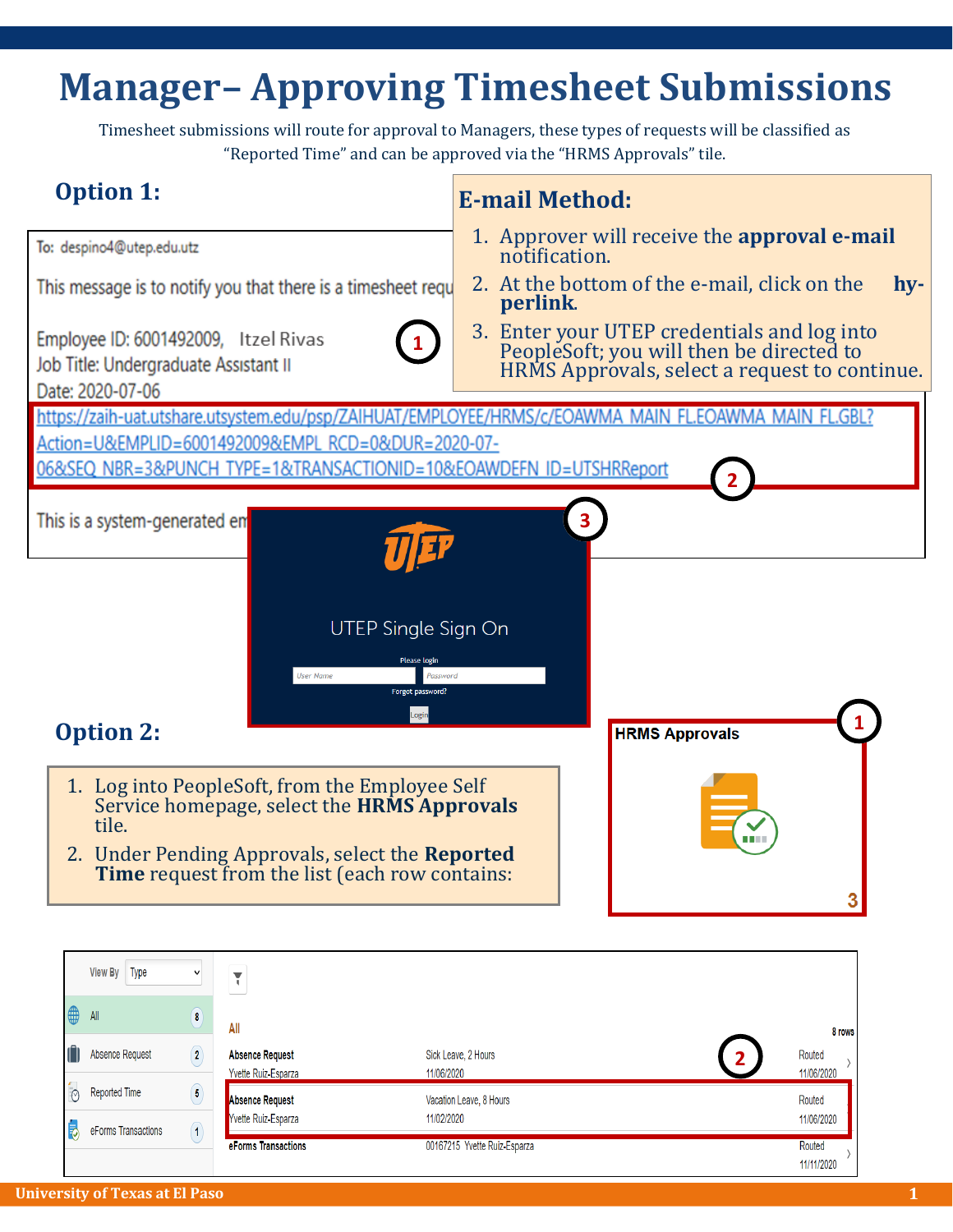# Manager– Approving Timesheet Submissions

Timesheet submissions will route for approval to Managers, these types of requests will be classified as "Reported Time" and can be approved via the "HRMS Approvals" tile.

## Option 1:

### E-mail Method:

1. Approver will receive the **approval e-mail** notification.
2. At the bottom of the e-mail, click on the **hyperlink**.
3. Enter your UTEP credentials and log into PeopleSoft; you will then be directed to HRMS Approvals, select a request to continue.

To: despino4@utep.edu.utz

This message is to notify you that there is a timesheet requ

Employee ID: 6001492009, Itzel Rivas
Job Title: Undergraduate Assistant II
Date: 2020-07-06

https://zaih-uat.utshare.utsystem.edu/psp/ZAIHUAT/EMPLOYEE/HRMS/c/EOAWMA_MAIN_FL.EOAWMA_MAIN_FL.GBL?Action=U&EMPLID=6001492009&EMPL_RCD=0&DUR=2020-07-06&SEQ_NBR=3&PUNCH_TYPE=1&TRANSACTIONID=10&EOAWDEFN_ID=UTSHRReport

This is a system-generated em

UTEP Single Sign On

Please login

User Name | Password

Forgot password?

Login

## Option 2:

1. Log into PeopleSoft, from the Employee Self Service homepage, select the **HRMS Approvals** tile.
2. Under Pending Approvals, select the **Reported Time** request from the list (each row contains:

HRMS Approvals

3

| View By: Type | | |
| --- | --- | --- |
| All | 8 | |
| Absence Request | 2 | |
| Reported Time | 5 | |
| eForms Transactions | 1 | |

All — 8 rows

| Type / Name | Details | Status |
| --- | --- | --- |
| Absence Request<br>Yvette Ruiz-Esparza | Sick Leave, 2 Hours<br>11/06/2020 | Routed<br>11/06/2020 |
| Absence Request<br>Yvette Ruiz-Esparza | Vacation Leave, 8 Hours<br>11/02/2020 | Routed<br>11/06/2020 |
| eForms Transactions | 00167215 Yvette Ruiz-Esparza | Routed<br>11/11/2020 |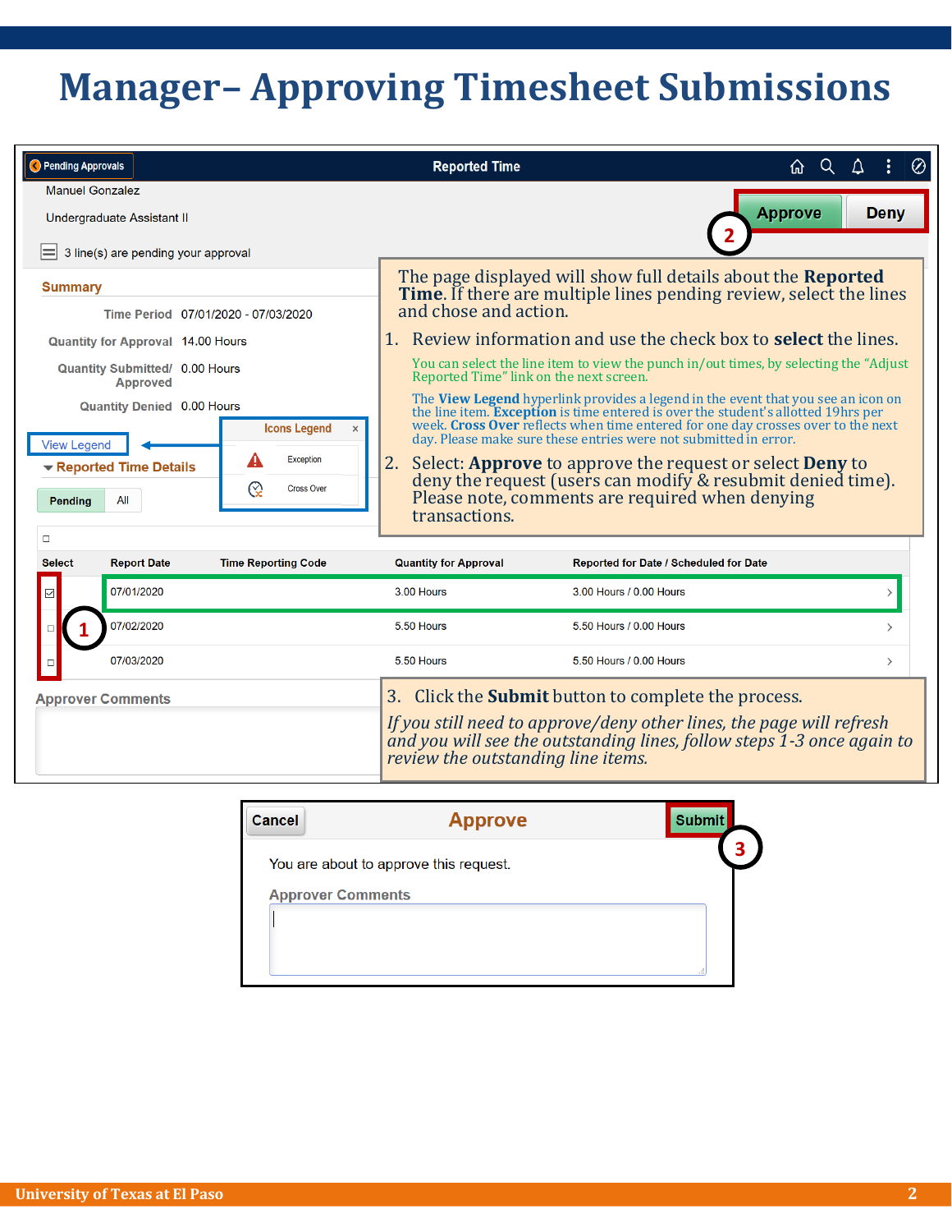# Manager– Approving Timesheet Submissions

Pending Approvals

Reported Time

Manuel Gonzalez

Undergraduate Assistant II

Approve | Deny

3 line(s) are pending your approval

**Summary**

Time Period 07/01/2020 - 07/03/2020

Quantity for Approval 14.00 Hours

Quantity Submitted/ Approved 0.00 Hours

Quantity Denied 0.00 Hours

View Legend

Icons Legend

- Exception
- Cross Over

Reported Time Details

Pending | All

| Select | Report Date | Time Reporting Code | Quantity for Approval | Reported for Date / Scheduled for Date |
|---|---|---|---|---|
| ☑ | 07/01/2020 | | 3.00 Hours | 3.00 Hours / 0.00 Hours |
| ☐ | 07/02/2020 | | 5.50 Hours | 5.50 Hours / 0.00 Hours |
| ☐ | 07/03/2020 | | 5.50 Hours | 5.50 Hours / 0.00 Hours |

Approver Comments

The page displayed will show full details about the **Reported Time**. If there are multiple lines pending review, select the lines and chose and action.

1. Review information and use the check box to **select** the lines.

   You can select the line item to view the punch in/out times, by selecting the "Adjust Reported Time" link on the next screen.

   The **View Legend** hyperlink provides a legend in the event that you see an icon on the line item. **Exception** is time entered is over the student's allotted 19hrs per week. **Cross Over** reflects when time entered for one day crosses over to the next day. Please make sure these entries were not submitted in error.

2. Select: **Approve** to approve the request or select **Deny** to deny the request (users can modify & resubmit denied time). Please note, comments are required when denying transactions.

3. Click the **Submit** button to complete the process.

*If you still need to approve/deny other lines, the page will refresh and you will see the outstanding lines, follow steps 1-3 once again to review the outstanding line items.*

Cancel | **Approve** | Submit

You are about to approve this request.

Approver Comments